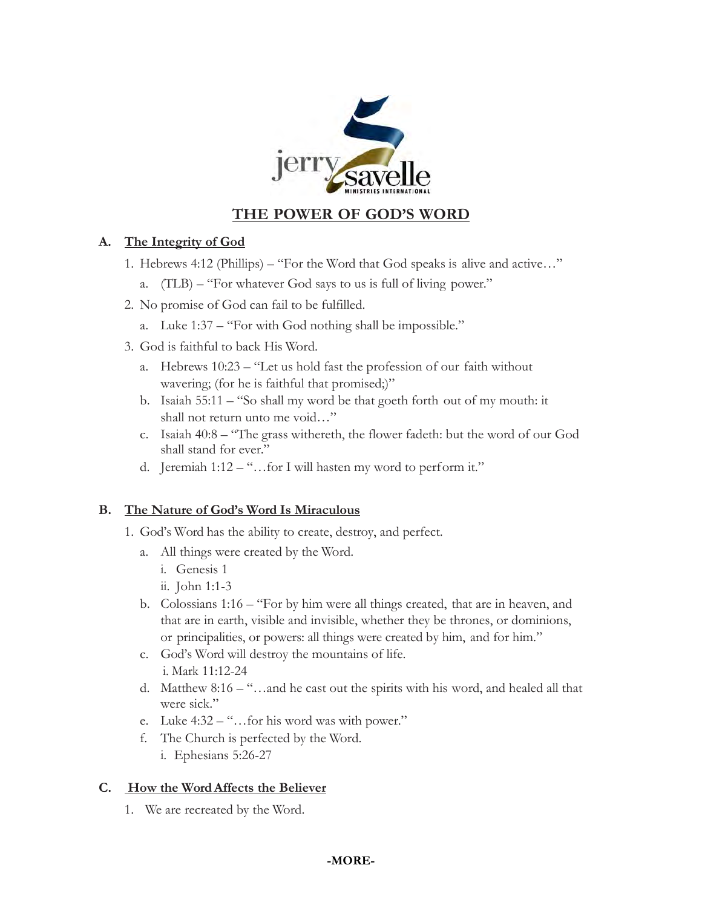jerry savelle
MINISTRIES INTERNATIONAL

# THE POWER OF GOD'S WORD

## A. The Integrity of God

1. Hebrews 4:12 (Phillips) – "For the Word that God speaks is alive and active…"
   a. (TLB) – "For whatever God says to us is full of living power."
2. No promise of God can fail to be fulfilled.
   a. Luke 1:37 – "For with God nothing shall be impossible."
3. God is faithful to back His Word.
   a. Hebrews 10:23 – "Let us hold fast the profession of our faith without wavering; (for he is faithful that promised;)"
   b. Isaiah 55:11 – "So shall my word be that goeth forth out of my mouth: it shall not return unto me void…"
   c. Isaiah 40:8 – "The grass withereth, the flower fadeth: but the word of our God shall stand for ever."
   d. Jeremiah 1:12 – "…for I will hasten my word to perform it."

## B. The Nature of God's Word Is Miraculous

1. God's Word has the ability to create, destroy, and perfect.
   a. All things were created by the Word.
      i. Genesis 1
      ii. John 1:1-3
   b. Colossians 1:16 – "For by him were all things created, that are in heaven, and that are in earth, visible and invisible, whether they be thrones, or dominions, or principalities, or powers: all things were created by him, and for him."
   c. God's Word will destroy the mountains of life.
      i. Mark 11:12-24
   d. Matthew 8:16 – "…and he cast out the spirits with his word, and healed all that were sick."
   e. Luke 4:32 – "…for his word was with power."
   f. The Church is perfected by the Word.
      i. Ephesians 5:26-27

## C. How the Word Affects the Believer

1. We are recreated by the Word.

**-MORE-**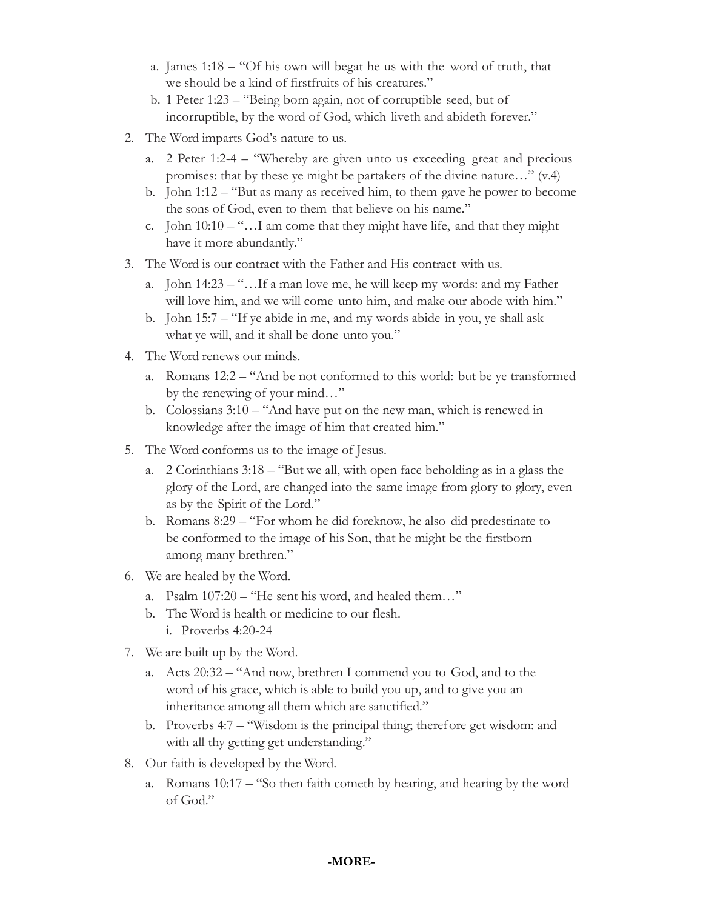a. James 1:18 – "Of his own will begat he us with the word of truth, that we should be a kind of firstfruits of his creatures."
   b. 1 Peter 1:23 – "Being born again, not of corruptible seed, but of incorruptible, by the word of God, which liveth and abideth forever."

2. The Word imparts God's nature to us.
   a. 2 Peter 1:2-4 – "Whereby are given unto us exceeding great and precious promises: that by these ye might be partakers of the divine nature…" (v.4)
   b. John 1:12 – "But as many as received him, to them gave he power to become the sons of God, even to them that believe on his name."
   c. John 10:10 – "…I am come that they might have life, and that they might have it more abundantly."

3. The Word is our contract with the Father and His contract with us.
   a. John 14:23 – "…If a man love me, he will keep my words: and my Father will love him, and we will come unto him, and make our abode with him."
   b. John 15:7 – "If ye abide in me, and my words abide in you, ye shall ask what ye will, and it shall be done unto you."

4. The Word renews our minds.
   a. Romans 12:2 – "And be not conformed to this world: but be ye transformed by the renewing of your mind…"
   b. Colossians 3:10 – "And have put on the new man, which is renewed in knowledge after the image of him that created him."

5. The Word conforms us to the image of Jesus.
   a. 2 Corinthians 3:18 – "But we all, with open face beholding as in a glass the glory of the Lord, are changed into the same image from glory to glory, even as by the Spirit of the Lord."
   b. Romans 8:29 – "For whom he did foreknow, he also did predestinate to be conformed to the image of his Son, that he might be the firstborn among many brethren."

6. We are healed by the Word.
   a. Psalm 107:20 – "He sent his word, and healed them…"
   b. The Word is health or medicine to our flesh.
      i. Proverbs 4:20-24

7. We are built up by the Word.
   a. Acts 20:32 – "And now, brethren I commend you to God, and to the word of his grace, which is able to build you up, and to give you an inheritance among all them which are sanctified."
   b. Proverbs 4:7 – "Wisdom is the principal thing; therefore get wisdom: and with all thy getting get understanding."

8. Our faith is developed by the Word.
   a. Romans 10:17 – "So then faith cometh by hearing, and hearing by the word of God."

**-MORE-**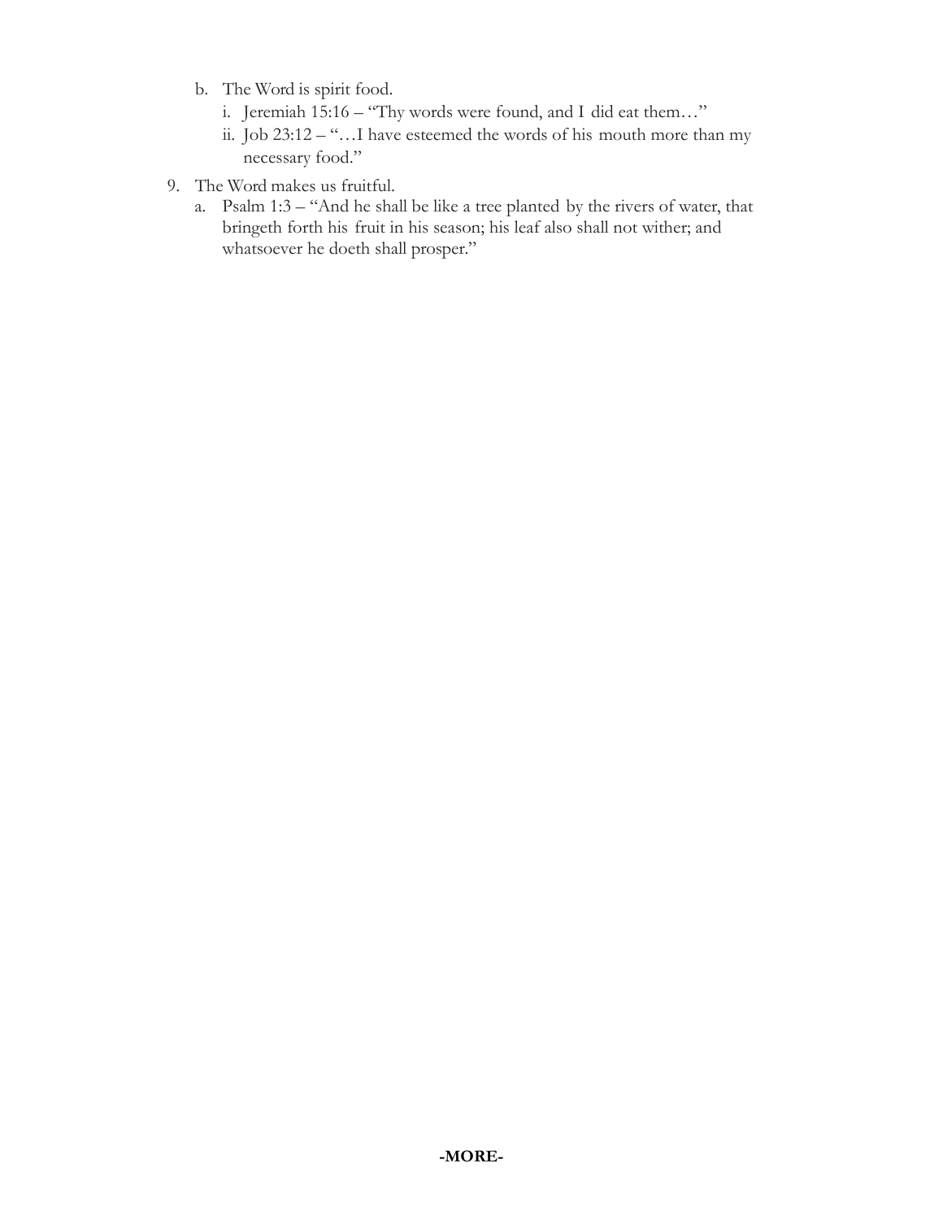b. The Word is spirit food.
      i. Jeremiah 15:16 – "Thy words were found, and I did eat them…"
      ii. Job 23:12 – "…I have esteemed the words of his mouth more than my necessary food."

9. The Word makes us fruitful.
   a. Psalm 1:3 – "And he shall be like a tree planted by the rivers of water, that bringeth forth his fruit in his season; his leaf also shall not wither; and whatsoever he doeth shall prosper."

**-MORE-**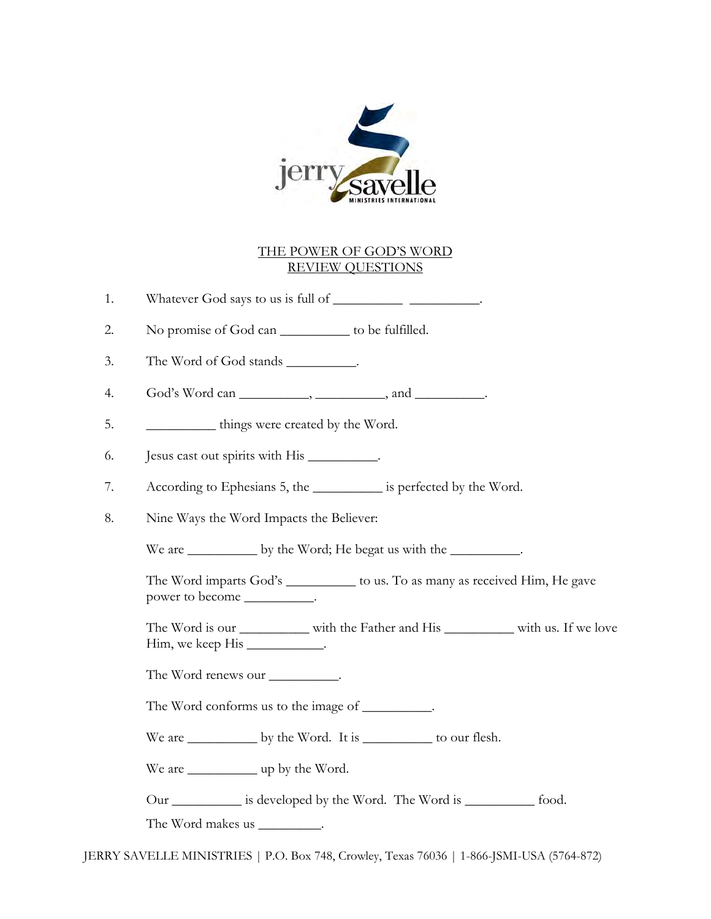THE POWER OF GOD'S WORD
REVIEW QUESTIONS

1. Whatever God says to us is full of __________ __________.

2. No promise of God can __________ to be fulfilled.

3. The Word of God stands __________.

4. God's Word can __________, __________, and __________.

5. __________ things were created by the Word.

6. Jesus cast out spirits with His __________.

7. According to Ephesians 5, the __________ is perfected by the Word.

8. Nine Ways the Word Impacts the Believer:

   We are __________ by the Word; He begat us with the __________.

   The Word imparts God's __________ to us. To as many as received Him, He gave power to become __________.

   The Word is our __________ with the Father and His __________ with us. If we love Him, we keep His ___________.

   The Word renews our __________.

   The Word conforms us to the image of __________.

   We are __________ by the Word. It is __________ to our flesh.

   We are __________ up by the Word.

   Our __________ is developed by the Word. The Word is __________ food.

   The Word makes us _________.

JERRY SAVELLE MINISTRIES | P.O. Box 748, Crowley, Texas 76036 | 1-866-JSMI-USA (5764-872)